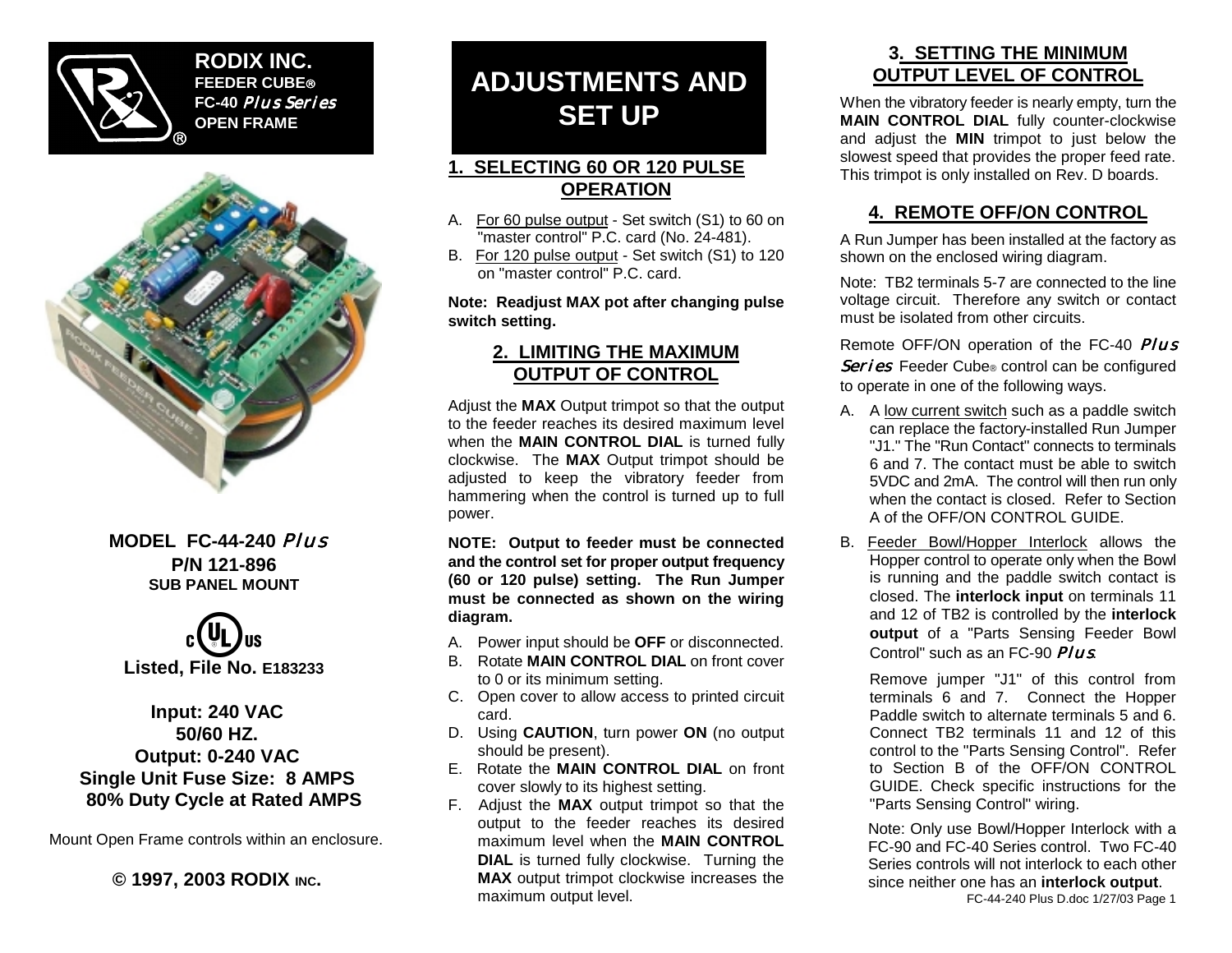**RODIX INC.**
**FEEDER CUBE®**
**FC-40 *Plus Series***
**OPEN FRAME**

**MODEL FC-44-240 *Plus***
**P/N 121-896**
**SUB PANEL MOUNT**

c UL us
**Listed, File No. E183233**

**Input: 240 VAC**
**50/60 HZ.**
**Output: 0-240 VAC**
**Single Unit Fuse Size: 8 AMPS**
**80% Duty Cycle at Rated AMPS**

Mount Open Frame controls within an enclosure.

**© 1997, 2003 RODIX INC.**

# ADJUSTMENTS AND SET UP

## 1. SELECTING 60 OR 120 PULSE OPERATION

A. For 60 pulse output - Set switch (S1) to 60 on "master control" P.C. card (No. 24-481).
B. For 120 pulse output - Set switch (S1) to 120 on "master control" P.C. card.

**Note: Readjust MAX pot after changing pulse switch setting.**

## 2. LIMITING THE MAXIMUM OUTPUT OF CONTROL

Adjust the **MAX** Output trimpot so that the output to the feeder reaches its desired maximum level when the **MAIN CONTROL DIAL** is turned fully clockwise. The **MAX** Output trimpot should be adjusted to keep the vibratory feeder from hammering when the control is turned up to full power.

**NOTE: Output to feeder must be connected and the control set for proper output frequency (60 or 120 pulse) setting. The Run Jumper must be connected as shown on the wiring diagram.**

A. Power input should be **OFF** or disconnected.
B. Rotate **MAIN CONTROL DIAL** on front cover to 0 or its minimum setting.
C. Open cover to allow access to printed circuit card.
D. Using **CAUTION**, turn power **ON** (no output should be present).
E. Rotate the **MAIN CONTROL DIAL** on front cover slowly to its highest setting.
F. Adjust the **MAX** output trimpot so that the output to the feeder reaches its desired maximum level when the **MAIN CONTROL DIAL** is turned fully clockwise. Turning the **MAX** output trimpot clockwise increases the maximum output level.

## 3. SETTING THE MINIMUM OUTPUT LEVEL OF CONTROL

When the vibratory feeder is nearly empty, turn the **MAIN CONTROL DIAL** fully counter-clockwise and adjust the **MIN** trimpot to just below the slowest speed that provides the proper feed rate. This trimpot is only installed on Rev. D boards.

## 4. REMOTE OFF/ON CONTROL

A Run Jumper has been installed at the factory as shown on the enclosed wiring diagram.

Note: TB2 terminals 5-7 are connected to the line voltage circuit. Therefore any switch or contact must be isolated from other circuits.

Remote OFF/ON operation of the FC-40 *Plus Series* Feeder Cube® control can be configured to operate in one of the following ways.

A. A low current switch such as a paddle switch can replace the factory-installed Run Jumper "J1." The "Run Contact" connects to terminals 6 and 7. The contact must be able to switch 5VDC and 2mA. The control will then run only when the contact is closed. Refer to Section A of the OFF/ON CONTROL GUIDE.

B. Feeder Bowl/Hopper Interlock allows the Hopper control to operate only when the Bowl is running and the paddle switch contact is closed. The **interlock input** on terminals 11 and 12 of TB2 is controlled by the **interlock output** of a "Parts Sensing Feeder Bowl Control" such as an FC-90 *Plus*.

   Remove jumper "J1" of this control from terminals 6 and 7. Connect the Hopper Paddle switch to alternate terminals 5 and 6. Connect TB2 terminals 11 and 12 of this control to the "Parts Sensing Control". Refer to Section B of the OFF/ON CONTROL GUIDE. Check specific instructions for the "Parts Sensing Control" wiring.

   Note: Only use Bowl/Hopper Interlock with a FC-90 and FC-40 Series control. Two FC-40 Series controls will not interlock to each other since neither one has an **interlock output**.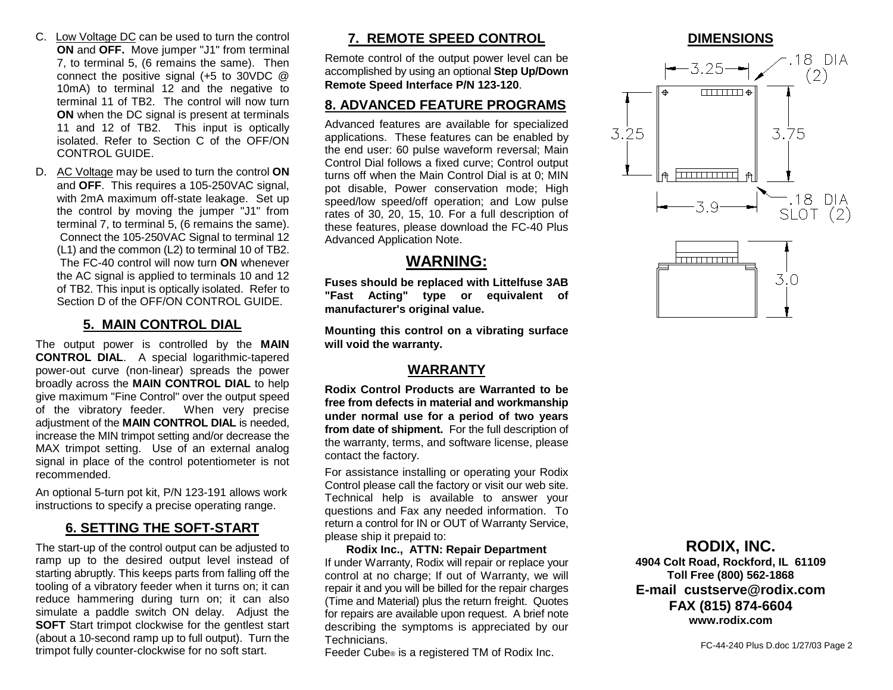C. Low Voltage DC can be used to turn the control **ON** and **OFF.** Move jumper "J1" from terminal 7, to terminal 5, (6 remains the same). Then connect the positive signal (+5 to 30VDC @ 10mA) to terminal 12 and the negative to terminal 11 of TB2. The control will now turn **ON** when the DC signal is present at terminals 11 and 12 of TB2. This input is optically isolated. Refer to Section C of the OFF/ON CONTROL GUIDE.

D. AC Voltage may be used to turn the control **ON** and **OFF**. This requires a 105-250VAC signal, with 2mA maximum off-state leakage. Set up the control by moving the jumper "J1" from terminal 7, to terminal 5, (6 remains the same). Connect the 105-250VAC Signal to terminal 12 (L1) and the common (L2) to terminal 10 of TB2. The FC-40 control will now turn **ON** whenever the AC signal is applied to terminals 10 and 12 of TB2. This input is optically isolated. Refer to Section D of the OFF/ON CONTROL GUIDE.

## 5. MAIN CONTROL DIAL

The output power is controlled by the **MAIN CONTROL DIAL**. A special logarithmic-tapered power-out curve (non-linear) spreads the power broadly across the **MAIN CONTROL DIAL** to help give maximum "Fine Control" over the output speed of the vibratory feeder. When very precise adjustment of the **MAIN CONTROL DIAL** is needed, increase the MIN trimpot setting and/or decrease the MAX trimpot setting. Use of an external analog signal in place of the control potentiometer is not recommended.

An optional 5-turn pot kit, P/N 123-191 allows work instructions to specify a precise operating range.

## 6. SETTING THE SOFT-START

The start-up of the control output can be adjusted to ramp up to the desired output level instead of starting abruptly. This keeps parts from falling off the tooling of a vibratory feeder when it turns on; it can reduce hammering during turn on; it can also simulate a paddle switch ON delay. Adjust the **SOFT** Start trimpot clockwise for the gentlest start (about a 10-second ramp up to full output). Turn the trimpot fully counter-clockwise for no soft start.

## 7. REMOTE SPEED CONTROL

Remote control of the output power level can be accomplished by using an optional **Step Up/Down Remote Speed Interface P/N 123-120**.

## 8. ADVANCED FEATURE PROGRAMS

Advanced features are available for specialized applications. These features can be enabled by the end user: 60 pulse waveform reversal; Main Control Dial follows a fixed curve; Control output turns off when the Main Control Dial is at 0; MIN pot disable, Power conservation mode; High speed/low speed/off operation; and Low pulse rates of 30, 20, 15, 10. For a full description of these features, please download the FC-40 Plus Advanced Application Note.

## WARNING:

**Fuses should be replaced with Littelfuse 3AB "Fast Acting" type or equivalent of manufacturer's original value.**

**Mounting this control on a vibrating surface will void the warranty.**

## WARRANTY

**Rodix Control Products are Warranted to be free from defects in material and workmanship under normal use for a period of two years from date of shipment.** For the full description of the warranty, terms, and software license, please contact the factory.

For assistance installing or operating your Rodix Control please call the factory or visit our web site. Technical help is available to answer your questions and Fax any needed information. To return a control for IN or OUT of Warranty Service, please ship it prepaid to:

**Rodix Inc., ATTN: Repair Department**

If under Warranty, Rodix will repair or replace your control at no charge; If out of Warranty, we will repair it and you will be billed for the repair charges (Time and Material) plus the return freight. Quotes for repairs are available upon request. A brief note describing the symptoms is appreciated by our Technicians.

Feeder Cube® is a registered TM of Rodix Inc.

## DIMENSIONS

3.25 — 3.25 — 3.75 — 3.9 — .18 DIA (2) — .18 DIA SLOT (2) — 3.0

**RODIX, INC.**
**4904 Colt Road, Rockford, IL 61109**
**Toll Free (800) 562-1868**
**E-mail custserve@rodix.com**
**FAX (815) 874-6604**
**www.rodix.com**

FC-44-240 Plus D.doc 1/27/03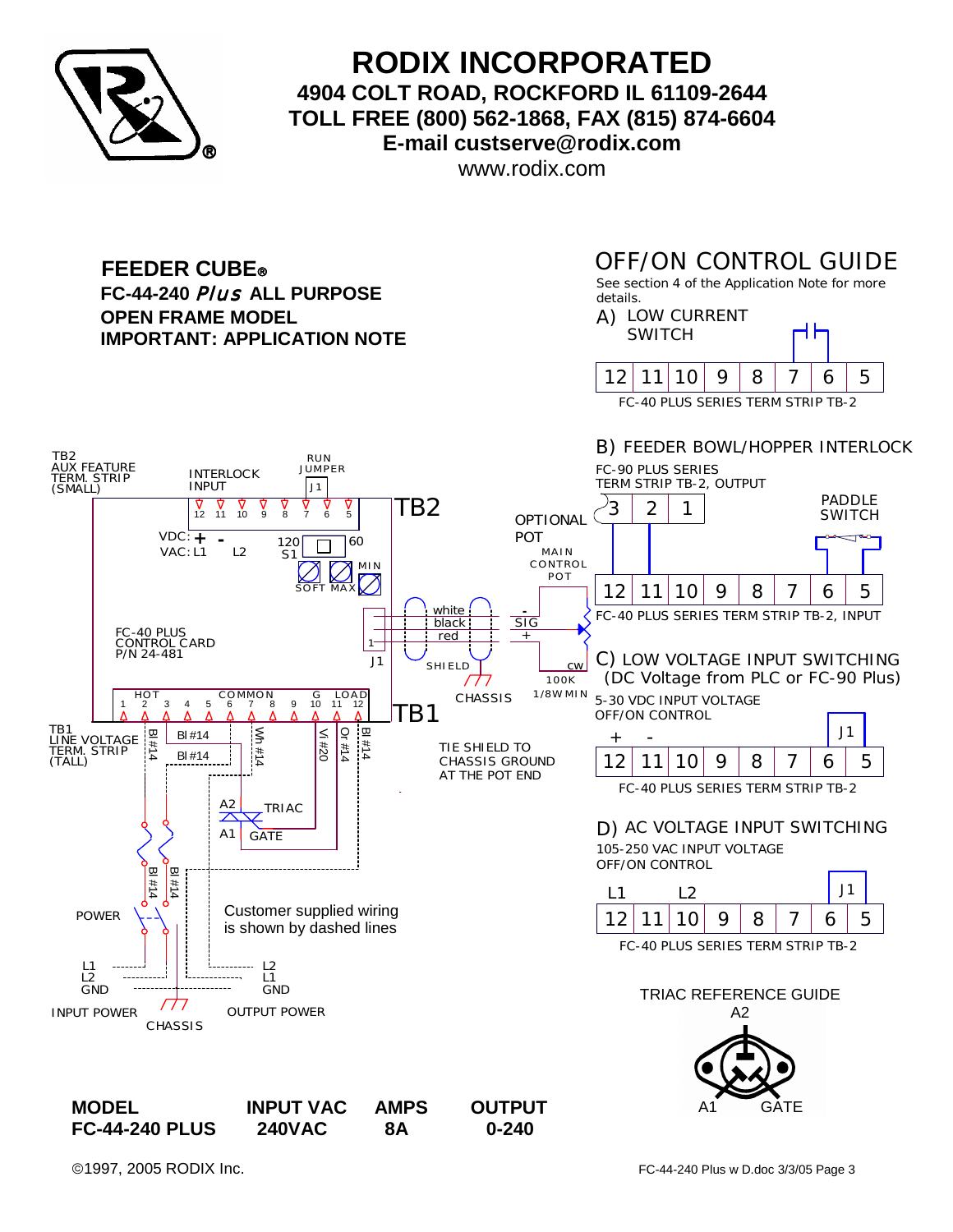# RODIX INCORPORATED

**4904 COLT ROAD, ROCKFORD IL 61109-2644**
**TOLL FREE (800) 562-1868, FAX (815) 874-6604**
**E-mail custserve@rodix.com**
www.rodix.com

**FEEDER CUBE®**
**FC-44-240 *Plus* ALL PURPOSE**
**OPEN FRAME MODEL**
**IMPORTANT: APPLICATION NOTE**

## OFF/ON CONTROL GUIDE

See section 4 of the Application Note for more details.

A) LOW CURRENT SWITCH

| 12 | 11 | 10 | 9 | 8 | 7 | 6 | 5 |
|---|---|---|---|---|---|---|---|

FC-40 PLUS SERIES TERM STRIP TB-2

B) FEEDER BOWL/HOPPER INTERLOCK

FC-90 PLUS SERIES TERM STRIP TB-2, OUTPUT

| 3 | 2 | 1 |
|---|---|---|

PADDLE SWITCH

| 12 | 11 | 10 | 9 | 8 | 7 | 6 | 5 |
|---|---|---|---|---|---|---|---|

FC-40 PLUS SERIES TERM STRIP TB-2, INPUT

C) LOW VOLTAGE INPUT SWITCHING (DC Voltage from PLC or FC-90 Plus)

5-30 VDC INPUT VOLTAGE OFF/ON CONTROL

+ -   J1

| 12 | 11 | 10 | 9 | 8 | 7 | 6 | 5 |
|---|---|---|---|---|---|---|---|

FC-40 PLUS SERIES TERM STRIP TB-2

D) AC VOLTAGE INPUT SWITCHING

105-250 VAC INPUT VOLTAGE OFF/ON CONTROL

L1 L2   J1

| 12 | 11 | 10 | 9 | 8 | 7 | 6 | 5 |
|---|---|---|---|---|---|---|---|

FC-40 PLUS SERIES TERM STRIP TB-2

TB2 AUX FEATURE TERM. STRIP (SMALL)
INTERLOCK INPUT
RUN JUMPER J1
12 11 10 9 8 7 6 5
TB2
VDC: + -
VAC: L1 L2
120 S1 60
SOFT MAX MIN
FC-40 PLUS CONTROL CARD P/N 24-481
J1
white black red
SHIELD
CHASSIS
OPTIONAL POT
MAIN CONTROL POT
- SIG +
CW
100K 1/8W MIN
HOT COMMON G LOAD
1 2 3 4 5 6 7 8 9 10 11 12
TB1
TB1 LINE VOLTAGE TERM. STRIP (TALL)
Bl #14 Bl #14 Bl #14 Wh #14 Vi #20 Or #14 Bl #14
TIE SHIELD TO CHASSIS GROUND AT THE POT END
A2 TRIAC
A1 GATE
Bl #14 Bl #14
POWER
Customer supplied wiring is shown by dashed lines
L1 L2 GND
INPUT POWER
CHASSIS
L2 L1 GND
OUTPUT POWER

TRIAC REFERENCE GUIDE
A2
A1 GATE

| MODEL | INPUT VAC | AMPS | OUTPUT |
|---|---|---|---|
| FC-44-240 PLUS | 240VAC | 8A | 0-240 |

©1997, 2005 RODIX Inc.